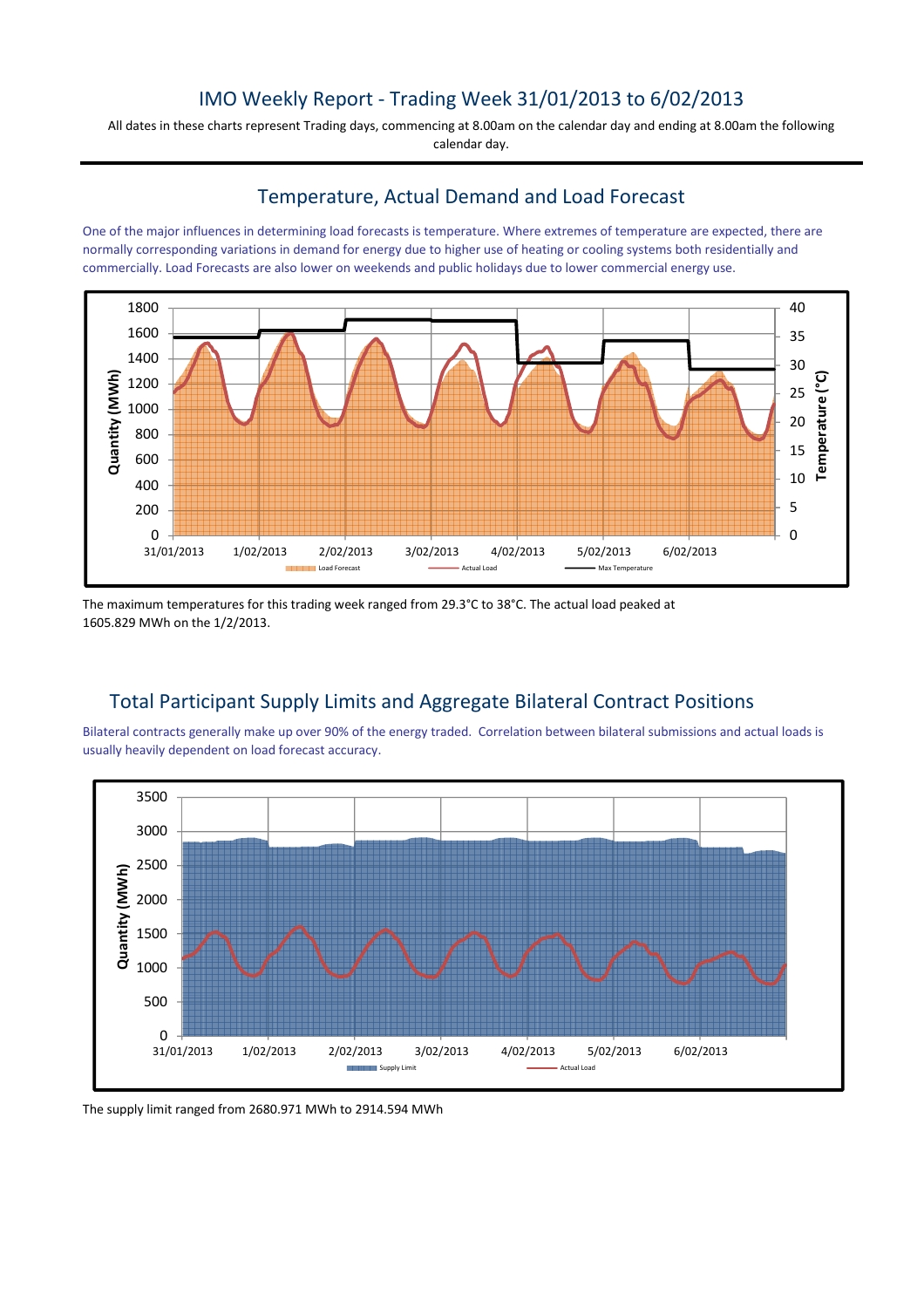# IMO Weekly Report - Trading Week 31/01/2013 to 6/02/2013

All dates in these charts represent Trading days, commencing at 8.00am on the calendar day and ending at 8.00am the following calendar day.

## Temperature, Actual Demand and Load Forecast

One of the major influences in determining load forecasts is temperature. Where extremes of temperature are expected, there are normally corresponding variations in demand for energy due to higher use of heating or cooling systems both residentially and commercially. Load Forecasts are also lower on weekends and public holidays due to lower commercial energy use.

The maximum temperatures for this trading week ranged from 29.3°C to 38°C. The actual load peaked at 1605.829 MWh on the 1/2/2013.

## Total Participant Supply Limits and Aggregate Bilateral Contract Positions

Bilateral contracts generally make up over 90% of the energy traded. Correlation between bilateral submissions and actual loads is usually heavily dependent on load forecast accuracy.

The supply limit ranged from 2680.971 MWh to 2914.594 MWh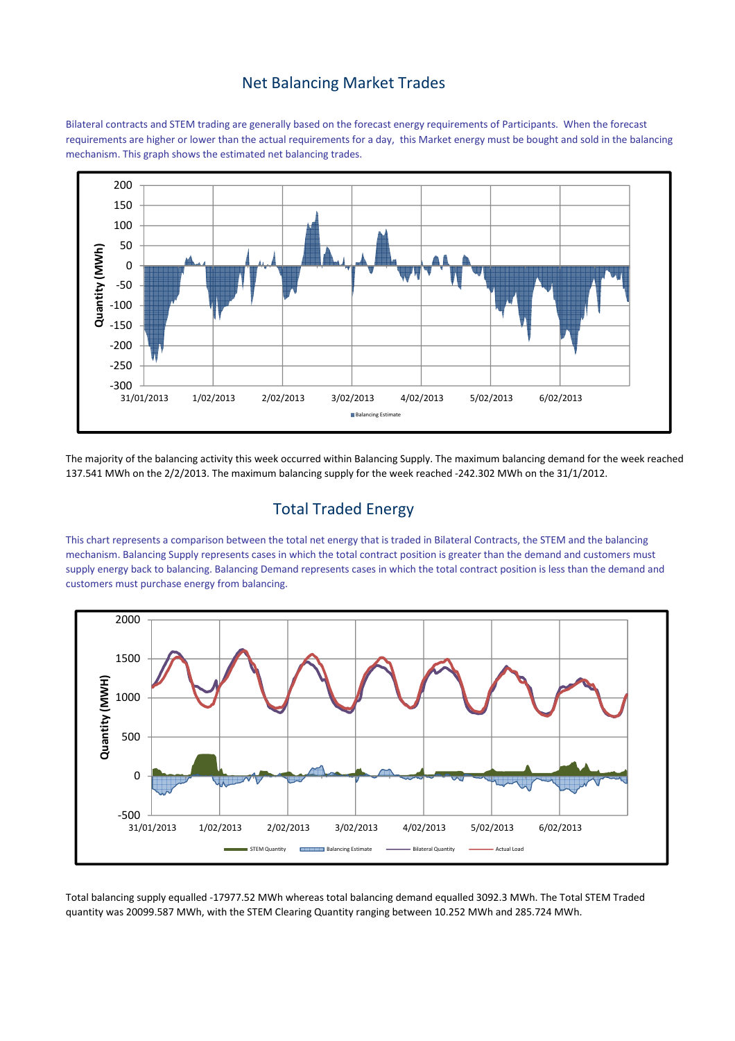# Net Balancing Market Trades

Bilateral contracts and STEM trading are generally based on the forecast energy requirements of Participants. When the forecast requirements are higher or lower than the actual requirements for a day, this Market energy must be bought and sold in the balancing mechanism. This graph shows the estimated net balancing trades.

The majority of the balancing activity this week occurred within Balancing Supply. The maximum balancing demand for the week reached 137.541 MWh on the 2/2/2013. The maximum balancing supply for the week reached -242.302 MWh on the 31/1/2012.

# Total Traded Energy

This chart represents a comparison between the total net energy that is traded in Bilateral Contracts, the STEM and the balancing mechanism. Balancing Supply represents cases in which the total contract position is greater than the demand and customers must supply energy back to balancing. Balancing Demand represents cases in which the total contract position is less than the demand and customers must purchase energy from balancing.

Total balancing supply equalled -17977.52 MWh whereas total balancing demand equalled 3092.3 MWh. The Total STEM Traded quantity was 20099.587 MWh, with the STEM Clearing Quantity ranging between 10.252 MWh and 285.724 MWh.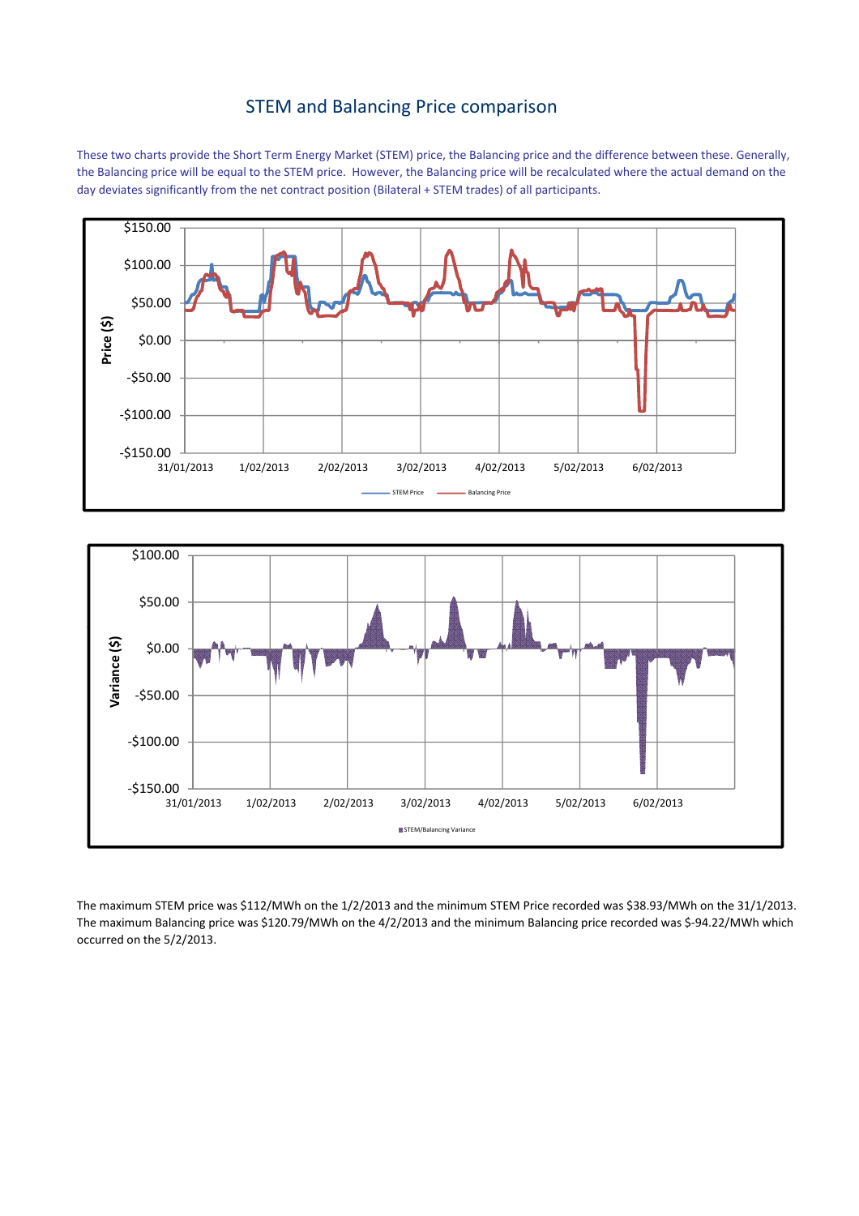# STEM and Balancing Price comparison

These two charts provide the Short Term Energy Market (STEM) price, the Balancing price and the difference between these. Generally, the Balancing price will be equal to the STEM price. However, the Balancing price will be recalculated where the actual demand on the day deviates significantly from the net contract position (Bilateral + STEM trades) of all participants.

Price ($)

$150.00
$100.00
$50.00
$0.00
-$50.00
-$100.00
-$150.00

31/01/2013 1/02/2013 2/02/2013 3/02/2013 4/02/2013 5/02/2013 6/02/2013

STEM Price
Balancing Price

Variance ($)

$100.00
$50.00
$0.00
-$50.00
-$100.00
-$150.00

31/01/2013 1/02/2013 2/02/2013 3/02/2013 4/02/2013 5/02/2013 6/02/2013

STEM/Balancing Variance

The maximum STEM price was $112/MWh on the 1/2/2013 and the minimum STEM Price recorded was $38.93/MWh on the 31/1/2013. The maximum Balancing price was $120.79/MWh on the 4/2/2013 and the minimum Balancing price recorded was $-94.22/MWh which occurred on the 5/2/2013.